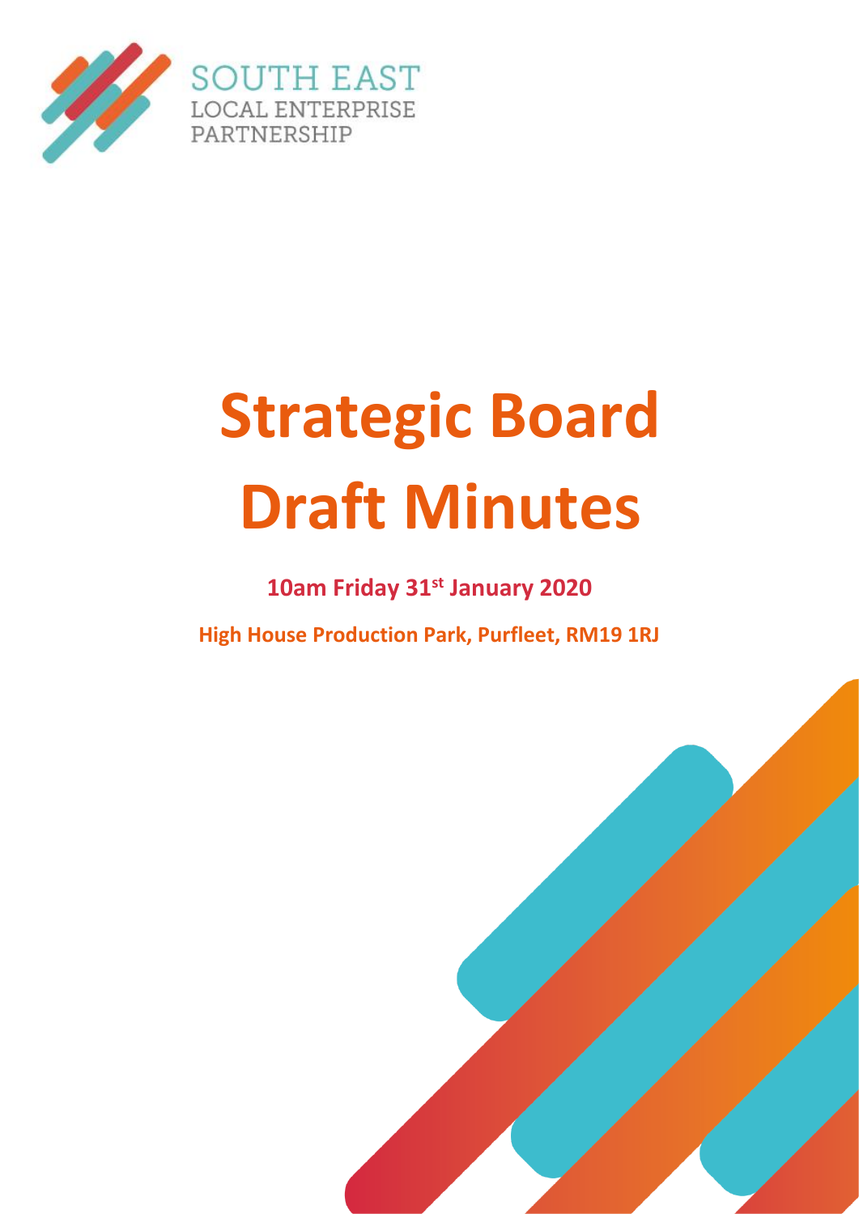SOUTH EAST
LOCAL ENTERPRISE
PARTNERSHIP

# Strategic Board Draft Minutes

**10am Friday 31st January 2020**

**High House Production Park, Purfleet, RM19 1RJ**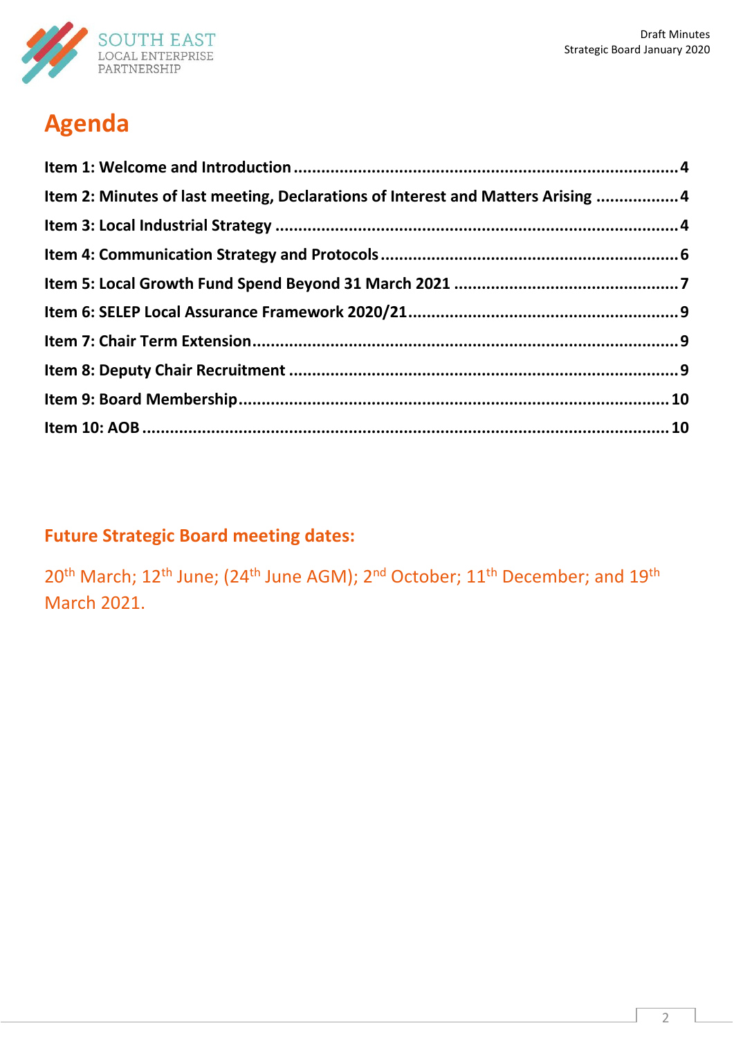# Agenda

**Item 1: Welcome and Introduction** ..... 4

**Item 2: Minutes of last meeting, Declarations of Interest and Matters Arising** ..... 4

**Item 3: Local Industrial Strategy** ..... 4

**Item 4: Communication Strategy and Protocols** ..... 6

**Item 5: Local Growth Fund Spend Beyond 31 March 2021** ..... 7

**Item 6: SELEP Local Assurance Framework 2020/21** ..... 9

**Item 7: Chair Term Extension** ..... 9

**Item 8: Deputy Chair Recruitment** ..... 9

**Item 9: Board Membership** ..... 10

**Item 10: AOB** ..... 10

## Future Strategic Board meeting dates:

20th March; 12th June; (24th June AGM); 2nd October; 11th December; and 19th March 2021.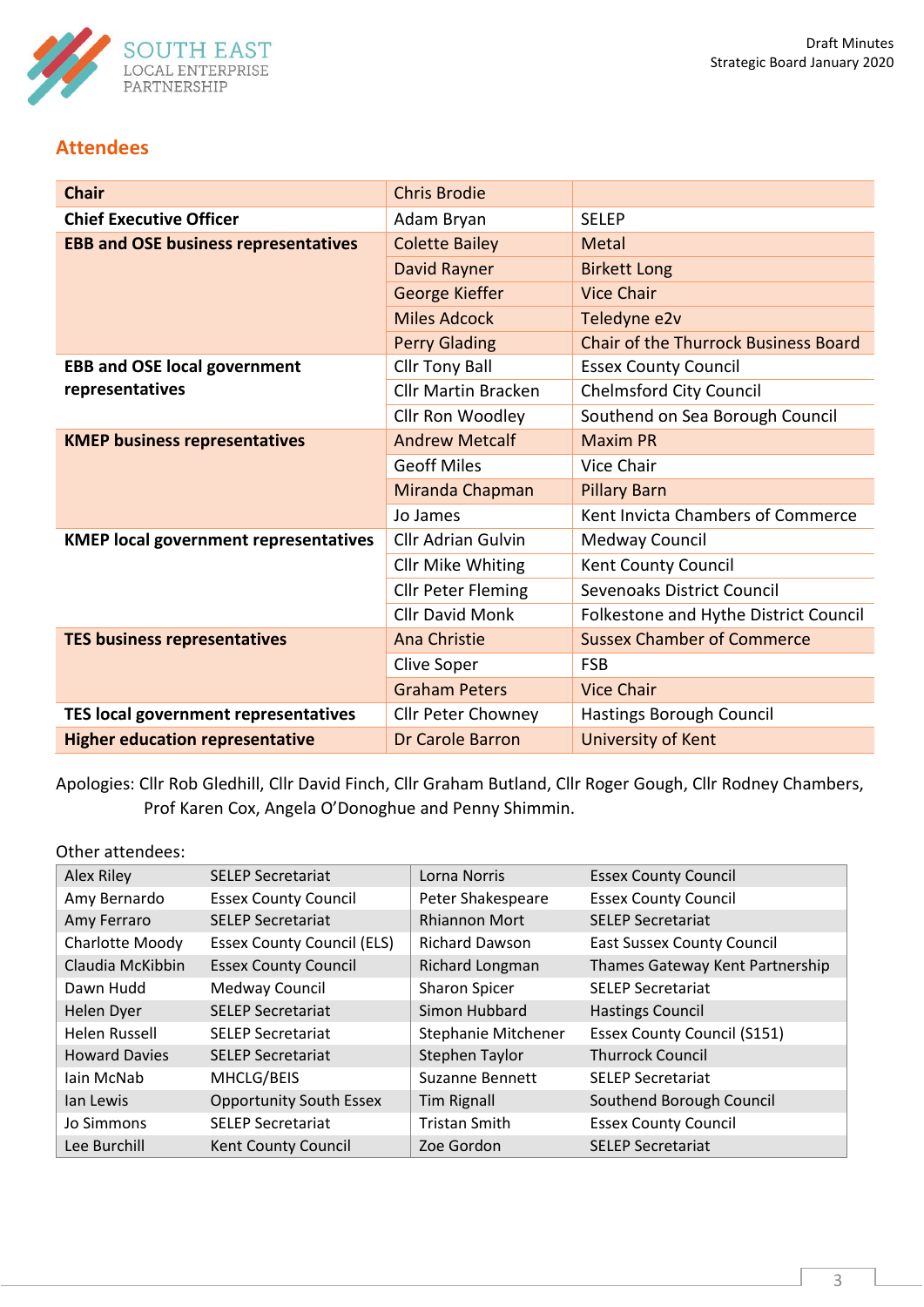## Attendees

| Chair | Chris Brodie | |
|---|---|---|
| **Chief Executive Officer** | Adam Bryan | SELEP |
| **EBB and OSE business representatives** | Colette Bailey | Metal |
| | David Rayner | Birkett Long |
| | George Kieffer | Vice Chair |
| | Miles Adcock | Teledyne e2v |
| | Perry Glading | Chair of the Thurrock Business Board |
| **EBB and OSE local government representatives** | Cllr Tony Ball | Essex County Council |
| | Cllr Martin Bracken | Chelmsford City Council |
| | Cllr Ron Woodley | Southend on Sea Borough Council |
| **KMEP business representatives** | Andrew Metcalf | Maxim PR |
| | Geoff Miles | Vice Chair |
| | Miranda Chapman | Pillary Barn |
| | Jo James | Kent Invicta Chambers of Commerce |
| **KMEP local government representatives** | Cllr Adrian Gulvin | Medway Council |
| | Cllr Mike Whiting | Kent County Council |
| | Cllr Peter Fleming | Sevenoaks District Council |
| | Cllr David Monk | Folkestone and Hythe District Council |
| **TES business representatives** | Ana Christie | Sussex Chamber of Commerce |
| | Clive Soper | FSB |
| | Graham Peters | Vice Chair |
| **TES local government representatives** | Cllr Peter Chowney | Hastings Borough Council |
| **Higher education representative** | Dr Carole Barron | University of Kent |

Apologies: Cllr Rob Gledhill, Cllr David Finch, Cllr Graham Butland, Cllr Roger Gough, Cllr Rodney Chambers, Prof Karen Cox, Angela O'Donoghue and Penny Shimmin.

Other attendees:

| | | | |
|---|---|---|---|
| Alex Riley | SELEP Secretariat | Lorna Norris | Essex County Council |
| Amy Bernardo | Essex County Council | Peter Shakespeare | Essex County Council |
| Amy Ferraro | SELEP Secretariat | Rhiannon Mort | SELEP Secretariat |
| Charlotte Moody | Essex County Council (ELS) | Richard Dawson | East Sussex County Council |
| Claudia McKibbin | Essex County Council | Richard Longman | Thames Gateway Kent Partnership |
| Dawn Hudd | Medway Council | Sharon Spicer | SELEP Secretariat |
| Helen Dyer | SELEP Secretariat | Simon Hubbard | Hastings Council |
| Helen Russell | SELEP Secretariat | Stephanie Mitchener | Essex County Council (S151) |
| Howard Davies | SELEP Secretariat | Stephen Taylor | Thurrock Council |
| Iain McNab | MHCLG/BEIS | Suzanne Bennett | SELEP Secretariat |
| Ian Lewis | Opportunity South Essex | Tim Rignall | Southend Borough Council |
| Jo Simmons | SELEP Secretariat | Tristan Smith | Essex County Council |
| Lee Burchill | Kent County Council | Zoe Gordon | SELEP Secretariat |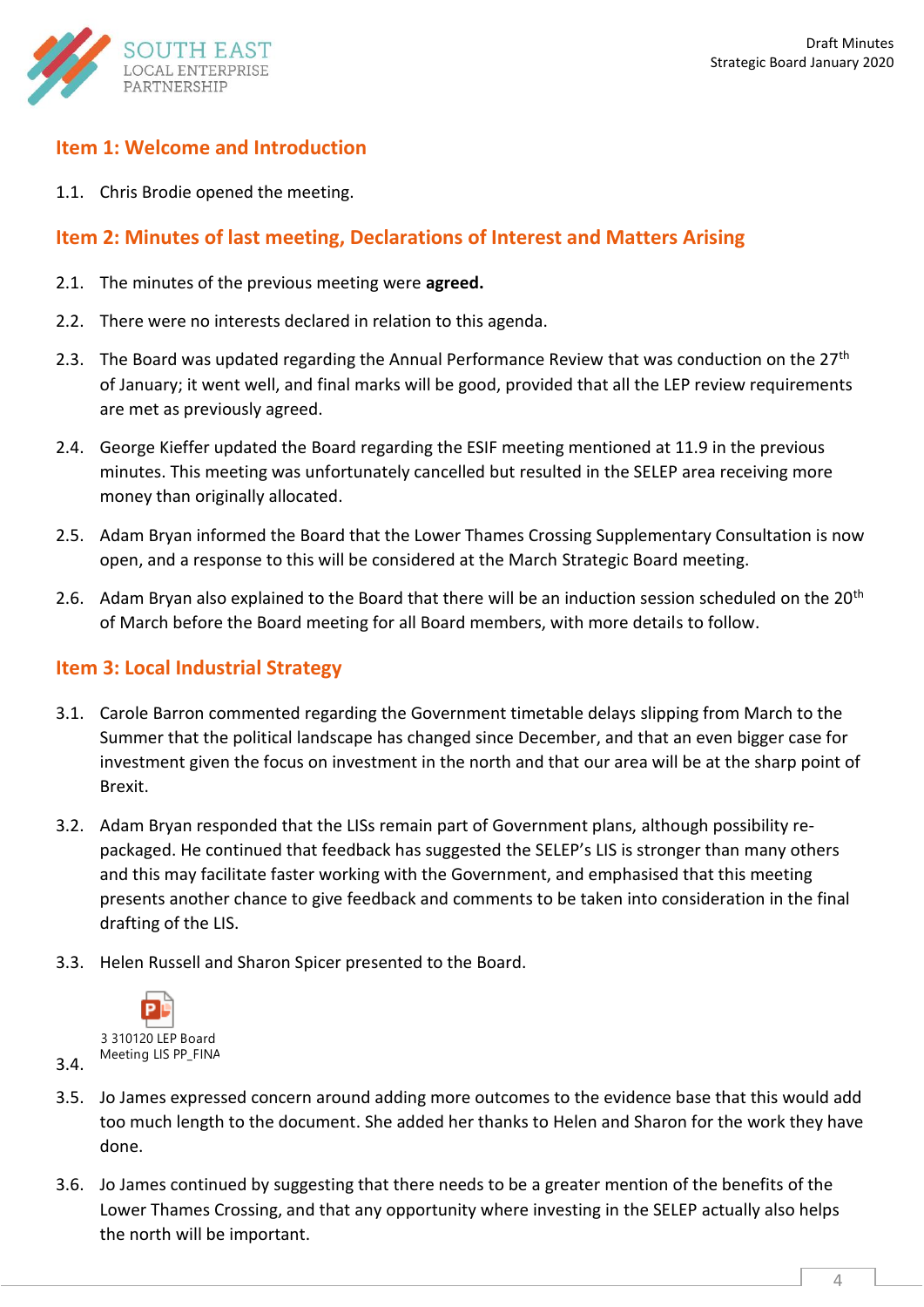## Item 1: Welcome and Introduction

1.1. Chris Brodie opened the meeting.

## Item 2: Minutes of last meeting, Declarations of Interest and Matters Arising

2.1. The minutes of the previous meeting were **agreed.**

2.2. There were no interests declared in relation to this agenda.

2.3. The Board was updated regarding the Annual Performance Review that was conduction on the 27th of January; it went well, and final marks will be good, provided that all the LEP review requirements are met as previously agreed.

2.4. George Kieffer updated the Board regarding the ESIF meeting mentioned at 11.9 in the previous minutes. This meeting was unfortunately cancelled but resulted in the SELEP area receiving more money than originally allocated.

2.5. Adam Bryan informed the Board that the Lower Thames Crossing Supplementary Consultation is now open, and a response to this will be considered at the March Strategic Board meeting.

2.6. Adam Bryan also explained to the Board that there will be an induction session scheduled on the 20th of March before the Board meeting for all Board members, with more details to follow.

## Item 3: Local Industrial Strategy

3.1. Carole Barron commented regarding the Government timetable delays slipping from March to the Summer that the political landscape has changed since December, and that an even bigger case for investment given the focus on investment in the north and that our area will be at the sharp point of Brexit.

3.2. Adam Bryan responded that the LISs remain part of Government plans, although possibility re-packaged. He continued that feedback has suggested the SELEP's LIS is stronger than many others and this may facilitate faster working with the Government, and emphasised that this meeting presents another chance to give feedback and comments to be taken into consideration in the final drafting of the LIS.

3.3. Helen Russell and Sharon Spicer presented to the Board.

3.4. 3 310120 LEP Board Meeting LIS PP_FINA

3.5. Jo James expressed concern around adding more outcomes to the evidence base that this would add too much length to the document. She added her thanks to Helen and Sharon for the work they have done.

3.6. Jo James continued by suggesting that there needs to be a greater mention of the benefits of the Lower Thames Crossing, and that any opportunity where investing in the SELEP actually also helps the north will be important.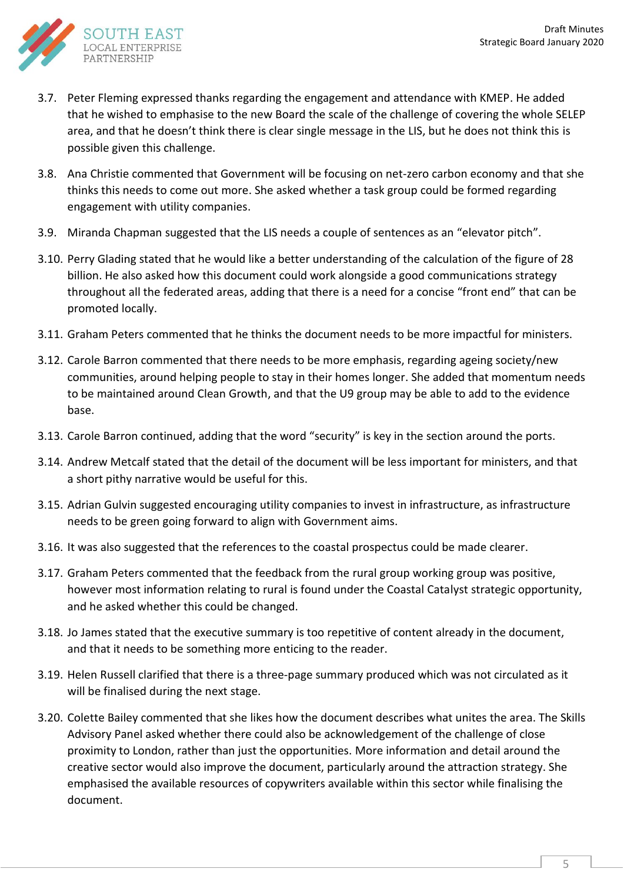3.7. Peter Fleming expressed thanks regarding the engagement and attendance with KMEP. He added that he wished to emphasise to the new Board the scale of the challenge of covering the whole SELEP area, and that he doesn't think there is clear single message in the LIS, but he does not think this is possible given this challenge.

3.8. Ana Christie commented that Government will be focusing on net-zero carbon economy and that she thinks this needs to come out more. She asked whether a task group could be formed regarding engagement with utility companies.

3.9. Miranda Chapman suggested that the LIS needs a couple of sentences as an "elevator pitch".

3.10. Perry Glading stated that he would like a better understanding of the calculation of the figure of 28 billion. He also asked how this document could work alongside a good communications strategy throughout all the federated areas, adding that there is a need for a concise "front end" that can be promoted locally.

3.11. Graham Peters commented that he thinks the document needs to be more impactful for ministers.

3.12. Carole Barron commented that there needs to be more emphasis, regarding ageing society/new communities, around helping people to stay in their homes longer. She added that momentum needs to be maintained around Clean Growth, and that the U9 group may be able to add to the evidence base.

3.13. Carole Barron continued, adding that the word "security" is key in the section around the ports.

3.14. Andrew Metcalf stated that the detail of the document will be less important for ministers, and that a short pithy narrative would be useful for this.

3.15. Adrian Gulvin suggested encouraging utility companies to invest in infrastructure, as infrastructure needs to be green going forward to align with Government aims.

3.16. It was also suggested that the references to the coastal prospectus could be made clearer.

3.17. Graham Peters commented that the feedback from the rural group working group was positive, however most information relating to rural is found under the Coastal Catalyst strategic opportunity, and he asked whether this could be changed.

3.18. Jo James stated that the executive summary is too repetitive of content already in the document, and that it needs to be something more enticing to the reader.

3.19. Helen Russell clarified that there is a three-page summary produced which was not circulated as it will be finalised during the next stage.

3.20. Colette Bailey commented that she likes how the document describes what unites the area. The Skills Advisory Panel asked whether there could also be acknowledgement of the challenge of close proximity to London, rather than just the opportunities. More information and detail around the creative sector would also improve the document, particularly around the attraction strategy. She emphasised the available resources of copywriters available within this sector while finalising the document.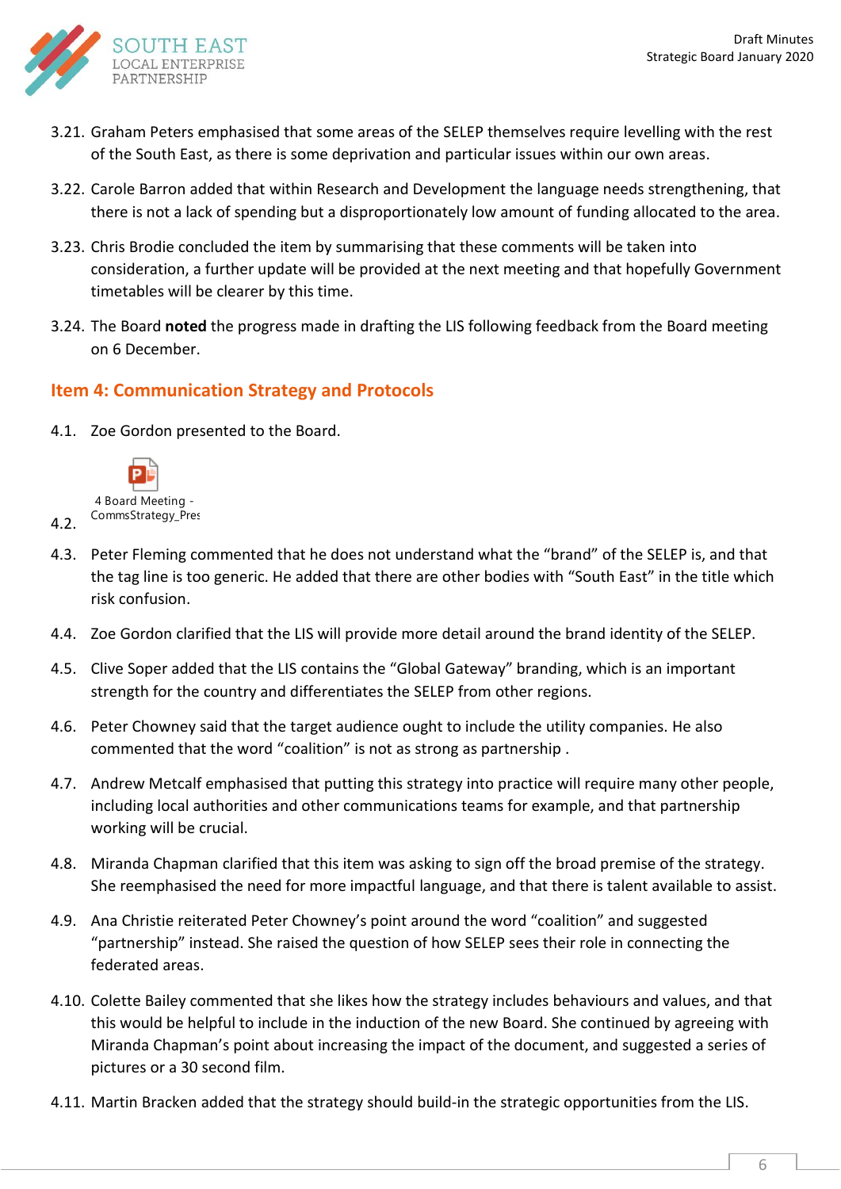3.21. Graham Peters emphasised that some areas of the SELEP themselves require levelling with the rest of the South East, as there is some deprivation and particular issues within our own areas.

3.22. Carole Barron added that within Research and Development the language needs strengthening, that there is not a lack of spending but a disproportionately low amount of funding allocated to the area.

3.23. Chris Brodie concluded the item by summarising that these comments will be taken into consideration, a further update will be provided at the next meeting and that hopefully Government timetables will be clearer by this time.

3.24. The Board **noted** the progress made in drafting the LIS following feedback from the Board meeting on 6 December.

## Item 4: Communication Strategy and Protocols

4.1. Zoe Gordon presented to the Board.

4.2. 4 Board Meeting - CommsStrategy_Pres

4.3. Peter Fleming commented that he does not understand what the "brand" of the SELEP is, and that the tag line is too generic. He added that there are other bodies with "South East" in the title which risk confusion.

4.4. Zoe Gordon clarified that the LIS will provide more detail around the brand identity of the SELEP.

4.5. Clive Soper added that the LIS contains the "Global Gateway" branding, which is an important strength for the country and differentiates the SELEP from other regions.

4.6. Peter Chowney said that the target audience ought to include the utility companies. He also commented that the word "coalition" is not as strong as partnership .

4.7. Andrew Metcalf emphasised that putting this strategy into practice will require many other people, including local authorities and other communications teams for example, and that partnership working will be crucial.

4.8. Miranda Chapman clarified that this item was asking to sign off the broad premise of the strategy. She reemphasised the need for more impactful language, and that there is talent available to assist.

4.9. Ana Christie reiterated Peter Chowney's point around the word "coalition" and suggested "partnership" instead. She raised the question of how SELEP sees their role in connecting the federated areas.

4.10. Colette Bailey commented that she likes how the strategy includes behaviours and values, and that this would be helpful to include in the induction of the new Board. She continued by agreeing with Miranda Chapman's point about increasing the impact of the document, and suggested a series of pictures or a 30 second film.

4.11. Martin Bracken added that the strategy should build-in the strategic opportunities from the LIS.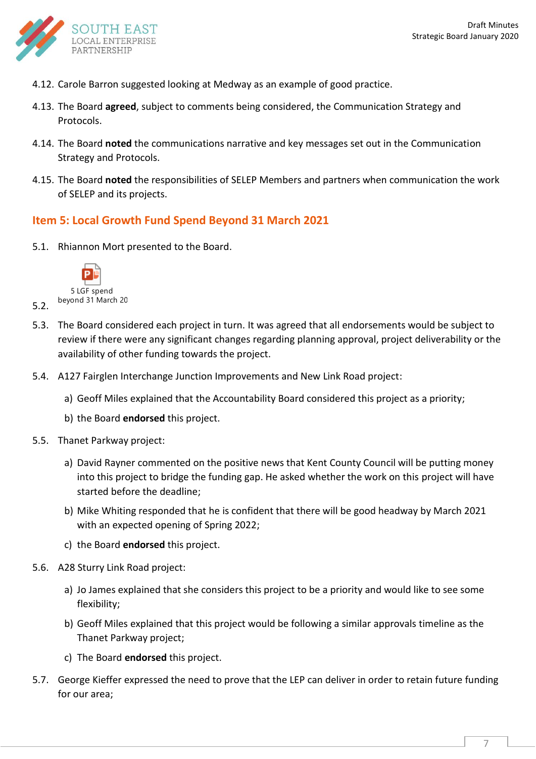4.12. Carole Barron suggested looking at Medway as an example of good practice.

4.13. The Board **agreed**, subject to comments being considered, the Communication Strategy and Protocols.

4.14. The Board **noted** the communications narrative and key messages set out in the Communication Strategy and Protocols.

4.15. The Board **noted** the responsibilities of SELEP Members and partners when communication the work of SELEP and its projects.

## Item 5: Local Growth Fund Spend Beyond 31 March 2021

5.1. Rhiannon Mort presented to the Board.

5.2. 5 LGF spend beyond 31 March 20

5.3. The Board considered each project in turn. It was agreed that all endorsements would be subject to review if there were any significant changes regarding planning approval, project deliverability or the availability of other funding towards the project.

5.4. A127 Fairglen Interchange Junction Improvements and New Link Road project:

a) Geoff Miles explained that the Accountability Board considered this project as a priority;

b) the Board **endorsed** this project.

5.5. Thanet Parkway project:

a) David Rayner commented on the positive news that Kent County Council will be putting money into this project to bridge the funding gap. He asked whether the work on this project will have started before the deadline;

b) Mike Whiting responded that he is confident that there will be good headway by March 2021 with an expected opening of Spring 2022;

c) the Board **endorsed** this project.

5.6. A28 Sturry Link Road project:

a) Jo James explained that she considers this project to be a priority and would like to see some flexibility;

b) Geoff Miles explained that this project would be following a similar approvals timeline as the Thanet Parkway project;

c) The Board **endorsed** this project.

5.7. George Kieffer expressed the need to prove that the LEP can deliver in order to retain future funding for our area;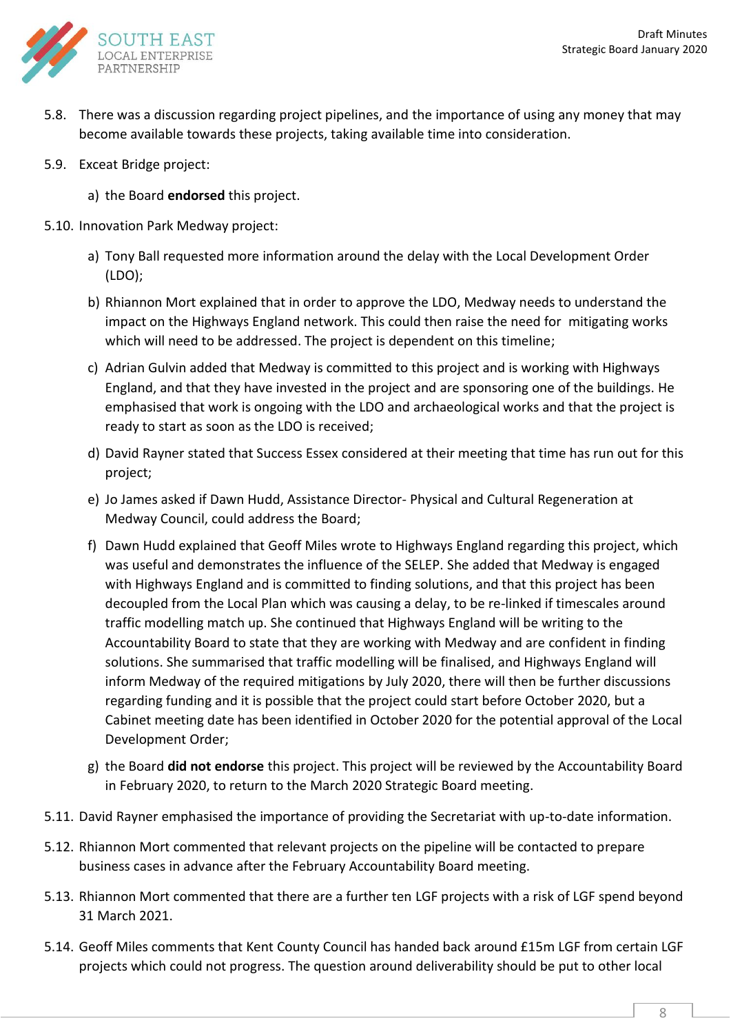5.8. There was a discussion regarding project pipelines, and the importance of using any money that may become available towards these projects, taking available time into consideration.

5.9. Exceat Bridge project:

   a) the Board **endorsed** this project.

5.10. Innovation Park Medway project:

   a) Tony Ball requested more information around the delay with the Local Development Order (LDO);

   b) Rhiannon Mort explained that in order to approve the LDO, Medway needs to understand the impact on the Highways England network. This could then raise the need for mitigating works which will need to be addressed. The project is dependent on this timeline;

   c) Adrian Gulvin added that Medway is committed to this project and is working with Highways England, and that they have invested in the project and are sponsoring one of the buildings. He emphasised that work is ongoing with the LDO and archaeological works and that the project is ready to start as soon as the LDO is received;

   d) David Rayner stated that Success Essex considered at their meeting that time has run out for this project;

   e) Jo James asked if Dawn Hudd, Assistance Director- Physical and Cultural Regeneration at Medway Council, could address the Board;

   f) Dawn Hudd explained that Geoff Miles wrote to Highways England regarding this project, which was useful and demonstrates the influence of the SELEP. She added that Medway is engaged with Highways England and is committed to finding solutions, and that this project has been decoupled from the Local Plan which was causing a delay, to be re-linked if timescales around traffic modelling match up. She continued that Highways England will be writing to the Accountability Board to state that they are working with Medway and are confident in finding solutions. She summarised that traffic modelling will be finalised, and Highways England will inform Medway of the required mitigations by July 2020, there will then be further discussions regarding funding and it is possible that the project could start before October 2020, but a Cabinet meeting date has been identified in October 2020 for the potential approval of the Local Development Order;

   g) the Board **did not endorse** this project. This project will be reviewed by the Accountability Board in February 2020, to return to the March 2020 Strategic Board meeting.

5.11. David Rayner emphasised the importance of providing the Secretariat with up-to-date information.

5.12. Rhiannon Mort commented that relevant projects on the pipeline will be contacted to prepare business cases in advance after the February Accountability Board meeting.

5.13. Rhiannon Mort commented that there are a further ten LGF projects with a risk of LGF spend beyond 31 March 2021.

5.14. Geoff Miles comments that Kent County Council has handed back around £15m LGF from certain LGF projects which could not progress. The question around deliverability should be put to other local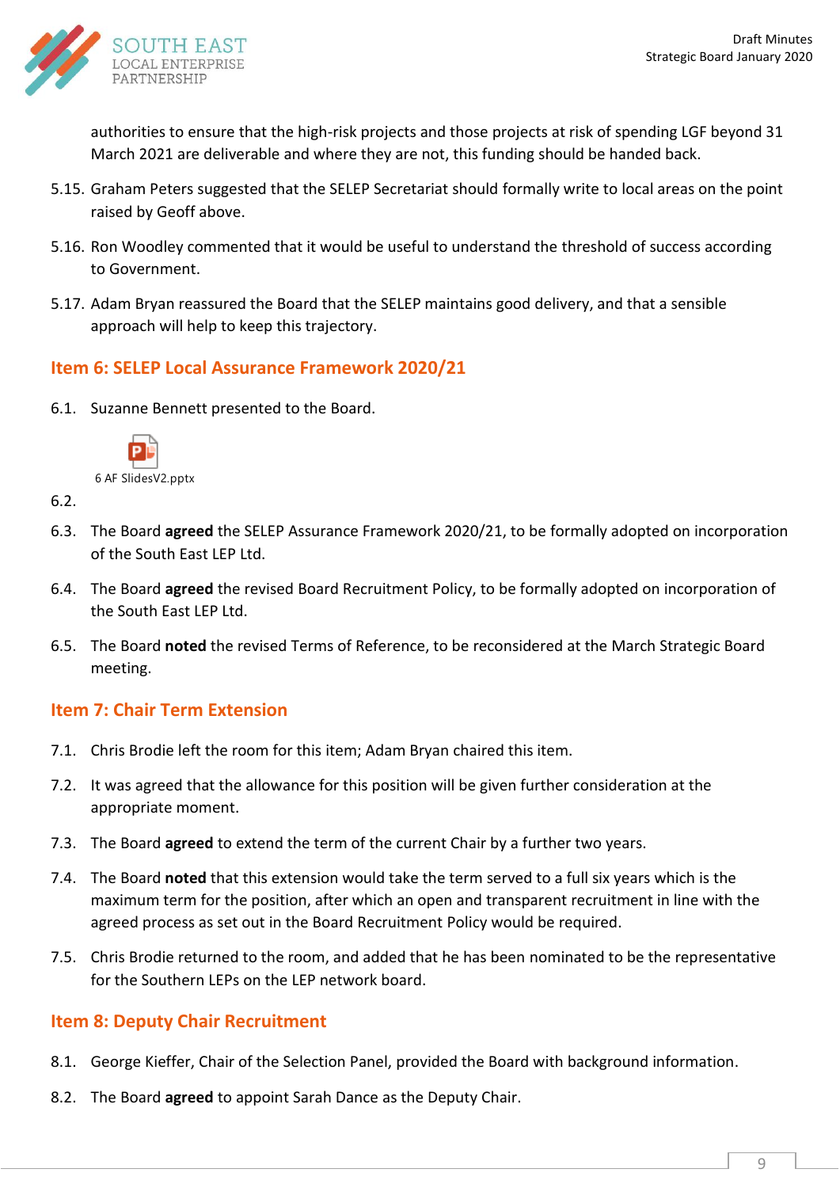authorities to ensure that the high-risk projects and those projects at risk of spending LGF beyond 31 March 2021 are deliverable and where they are not, this funding should be handed back.

5.15. Graham Peters suggested that the SELEP Secretariat should formally write to local areas on the point raised by Geoff above.

5.16. Ron Woodley commented that it would be useful to understand the threshold of success according to Government.

5.17. Adam Bryan reassured the Board that the SELEP maintains good delivery, and that a sensible approach will help to keep this trajectory.

## Item 6: SELEP Local Assurance Framework 2020/21

6.1. Suzanne Bennett presented to the Board.

6 AF SlidesV2.pptx

6.2.

6.3. The Board **agreed** the SELEP Assurance Framework 2020/21, to be formally adopted on incorporation of the South East LEP Ltd.

6.4. The Board **agreed** the revised Board Recruitment Policy, to be formally adopted on incorporation of the South East LEP Ltd.

6.5. The Board **noted** the revised Terms of Reference, to be reconsidered at the March Strategic Board meeting.

## Item 7: Chair Term Extension

7.1. Chris Brodie left the room for this item; Adam Bryan chaired this item.

7.2. It was agreed that the allowance for this position will be given further consideration at the appropriate moment.

7.3. The Board **agreed** to extend the term of the current Chair by a further two years.

7.4. The Board **noted** that this extension would take the term served to a full six years which is the maximum term for the position, after which an open and transparent recruitment in line with the agreed process as set out in the Board Recruitment Policy would be required.

7.5. Chris Brodie returned to the room, and added that he has been nominated to be the representative for the Southern LEPs on the LEP network board.

## Item 8: Deputy Chair Recruitment

8.1. George Kieffer, Chair of the Selection Panel, provided the Board with background information.

8.2. The Board **agreed** to appoint Sarah Dance as the Deputy Chair.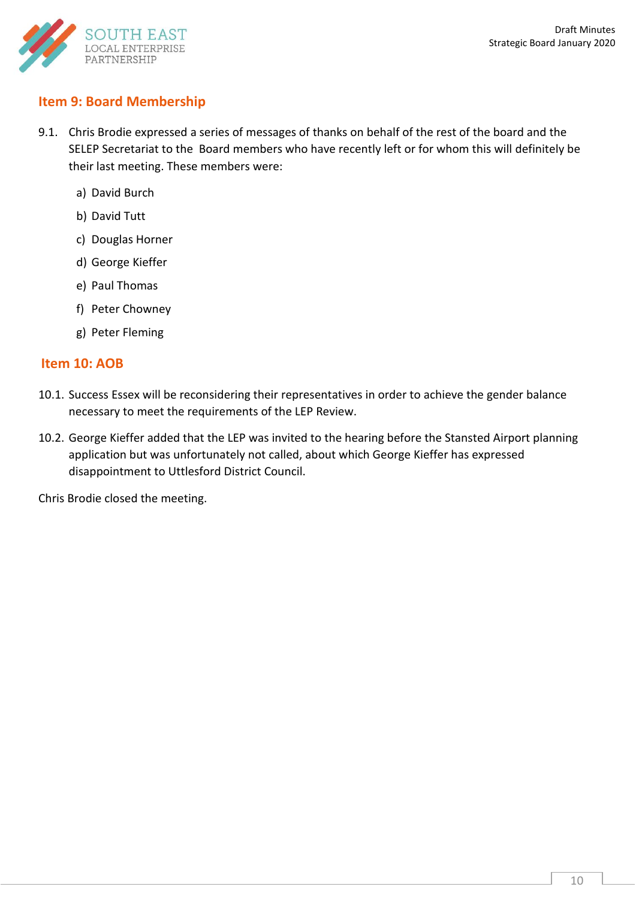## Item 9: Board Membership

9.1. Chris Brodie expressed a series of messages of thanks on behalf of the rest of the board and the SELEP Secretariat to the Board members who have recently left or for whom this will definitely be their last meeting. These members were:

a) David Burch

b) David Tutt

c) Douglas Horner

d) George Kieffer

e) Paul Thomas

f) Peter Chowney

g) Peter Fleming

## Item 10: AOB

10.1. Success Essex will be reconsidering their representatives in order to achieve the gender balance necessary to meet the requirements of the LEP Review.

10.2. George Kieffer added that the LEP was invited to the hearing before the Stansted Airport planning application but was unfortunately not called, about which George Kieffer has expressed disappointment to Uttlesford District Council.

Chris Brodie closed the meeting.